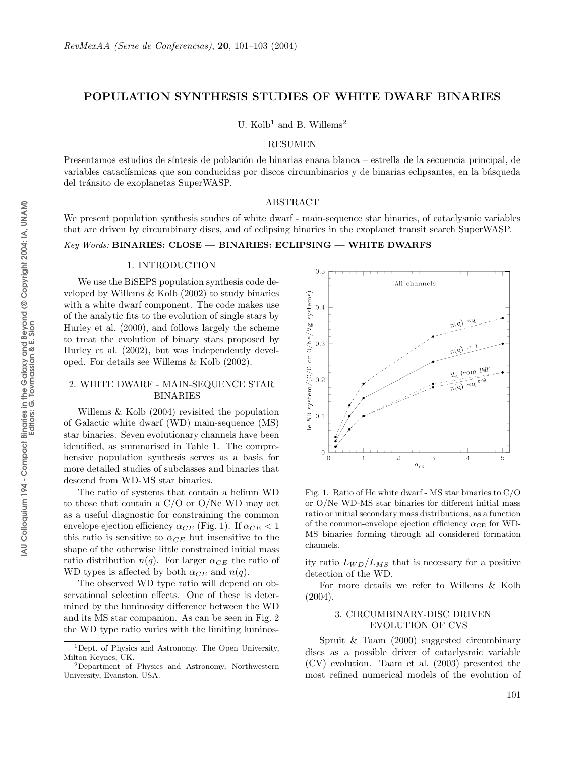# POPULATION SYNTHESIS STUDIES OF WHITE DWARF BINARIES

U. Kolb[1] and B. Willems[2]

## RESUMEN

Presentamos estudios de síntesis de población de binarias enana blanca – estrella de la secuencia principal, de variables cataclísmicas que son conducidas por discos circumbinarios y de binarias eclipsantes, en la búsqueda del tránsito de exoplanetas SuperWASP.

## ABSTRACT

We present population synthesis studies of white dwarf - main-sequence star binaries, of cataclysmic variables that are driven by circumbinary discs, and of eclipsing binaries in the exoplanet transit search SuperWASP.

*Key Words:* **BINARIES: CLOSE — BINARIES: ECLIPSING — WHITE DWARFS**

## 1. INTRODUCTION

We use the BiSEPS population synthesis code developed by Willems & Kolb (2002) to study binaries with a white dwarf component. The code makes use of the analytic fits to the evolution of single stars by Hurley et al. (2000), and follows largely the scheme to treat the evolution of binary stars proposed by Hurley et al. (2002), but was independently developed. For details see Willems & Kolb (2002).

## 2. WHITE DWARF - MAIN-SEQUENCE STAR BINARIES

Willems & Kolb (2004) revisited the population of Galactic white dwarf (WD) main-sequence (MS) star binaries. Seven evolutionary channels have been identified, as summarised in Table 1. The comprehensive population synthesis serves as a basis for more detailed studies of subclasses and binaries that descend from WD-MS star binaries.

The ratio of systems that contain a helium WD to those that contain a C/O or O/Ne WD may act as a useful diagnostic for constraining the common envelope ejection efficiency $\alpha_{CE}$ (Fig. 1). If $\alpha_{CE} < 1$ this ratio is sensitive to $\alpha_{CE}$ but insensitive to the shape of the otherwise little constrained initial mass ratio distribution $n(q)$. For larger $\alpha_{CE}$ the ratio of WD types is affected by both $\alpha_{CE}$ and $n(q)$.

The observed WD type ratio will depend on observational selection effects. One of these is determined by the luminosity difference between the WD and its MS star companion. As can be seen in Fig. 2 the WD type ratio varies with the limiting luminosity ratio $L_{WD}/L_{MS}$ that is necessary for a positive detection of the WD.

Fig. 1. Ratio of He white dwarf - MS star binaries to C/O or O/Ne WD-MS star binaries for different initial mass ratio or initial secondary mass distributions, as a function of the common-envelope ejection efficiency $\alpha_{CE}$ for WD-MS binaries forming through all considered formation channels.

For more details we refer to Willems & Kolb (2004).

## 3. CIRCUMBINARY-DISC DRIVEN EVOLUTION OF CVS

Spruit & Taam (2000) suggested circumbinary discs as a possible driver of cataclysmic variable (CV) evolution. Taam et al. (2003) presented the most refined numerical models of the evolution of

[1] Dept. of Physics and Astronomy, The Open University, Milton Keynes, UK.

[2] Department of Physics and Astronomy, Northwestern University, Evanston, USA.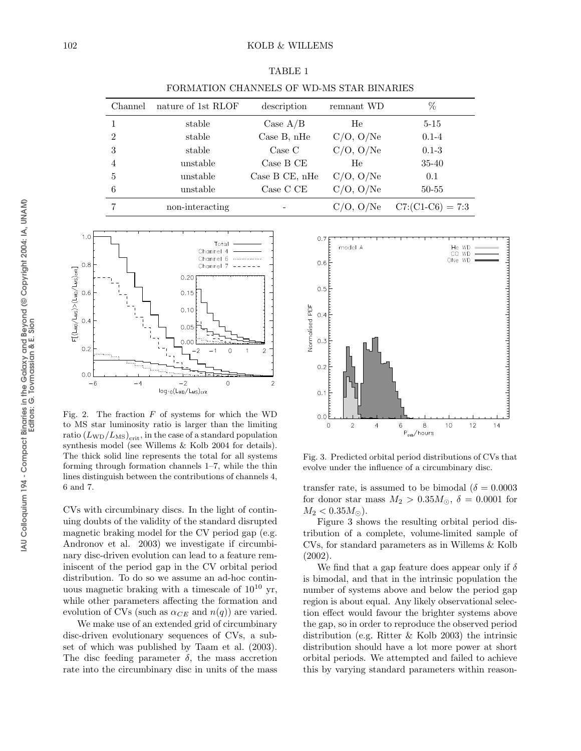TABLE 1

FORMATION CHANNELS OF WD-MS STAR BINARIES

| Channel | nature of 1st RLOF | description | remnant WD | % |
|---|---|---|---|---|
| 1 | stable | Case A/B | He | 5-15 |
| 2 | stable | Case B, nHe | C/O, O/Ne | 0.1-4 |
| 3 | stable | Case C | C/O, O/Ne | 0.1-3 |
| 4 | unstable | Case B CE | He | 35-40 |
| 5 | unstable | Case B CE, nHe | C/O, O/Ne | 0.1 |
| 6 | unstable | Case C CE | C/O, O/Ne | 50-55 |
| 7 | non-interacting | - | C/O, O/Ne | C7:(C1-C6) = 7:3 |

Fig. 2. The fraction $F$ of systems for which the WD to MS star luminosity ratio is larger than the limiting ratio $(L_{\rm WD}/L_{\rm MS})_{\rm crit}$, in the case of a standard population synthesis model (see Willems & Kolb 2004 for details). The thick solid line represents the total for all systems forming through formation channels 1–7, while the thin lines distinguish between the contributions of channels 4, 6 and 7.

Fig. 3. Predicted orbital period distributions of CVs that evolve under the influence of a circumbinary disc.

CVs with circumbinary discs. In the light of continuing doubts of the validity of the standard disrupted magnetic braking model for the CV period gap (e.g. Andronov et al. 2003) we investigate if circumbinary disc-driven evolution can lead to a feature reminiscent of the period gap in the CV orbital period distribution. To do so we assume an ad-hoc continuous magnetic braking with a timescale of $10^{10}$ yr, while other parameters affecting the formation and evolution of CVs (such as $\alpha_{CE}$ and $n(q)$) are varied.

We make use of an extended grid of circumbinary disc-driven evolutionary sequences of CVs, a subset of which was published by Taam et al. (2003). The disc feeding parameter $\delta$, the mass accretion rate into the circumbinary disc in units of the mass transfer rate, is assumed to be bimodal ($\delta = 0.0003$ for donor star mass $M_2 > 0.35 M_\odot$, $\delta = 0.0001$ for $M_2 < 0.35 M_\odot$).

Figure 3 shows the resulting orbital period distribution of a complete, volume-limited sample of CVs, for standard parameters as in Willems & Kolb (2002).

We find that a gap feature does appear only if $\delta$ is bimodal, and that in the intrinsic population the number of systems above and below the period gap region is about equal. Any likely observational selection effect would favour the brighter systems above the gap, so in order to reproduce the observed period distribution (e.g. Ritter & Kolb 2003) the intrinsic distribution should have a lot more power at short orbital periods. We attempted and failed to achieve this by varying standard parameters within reason-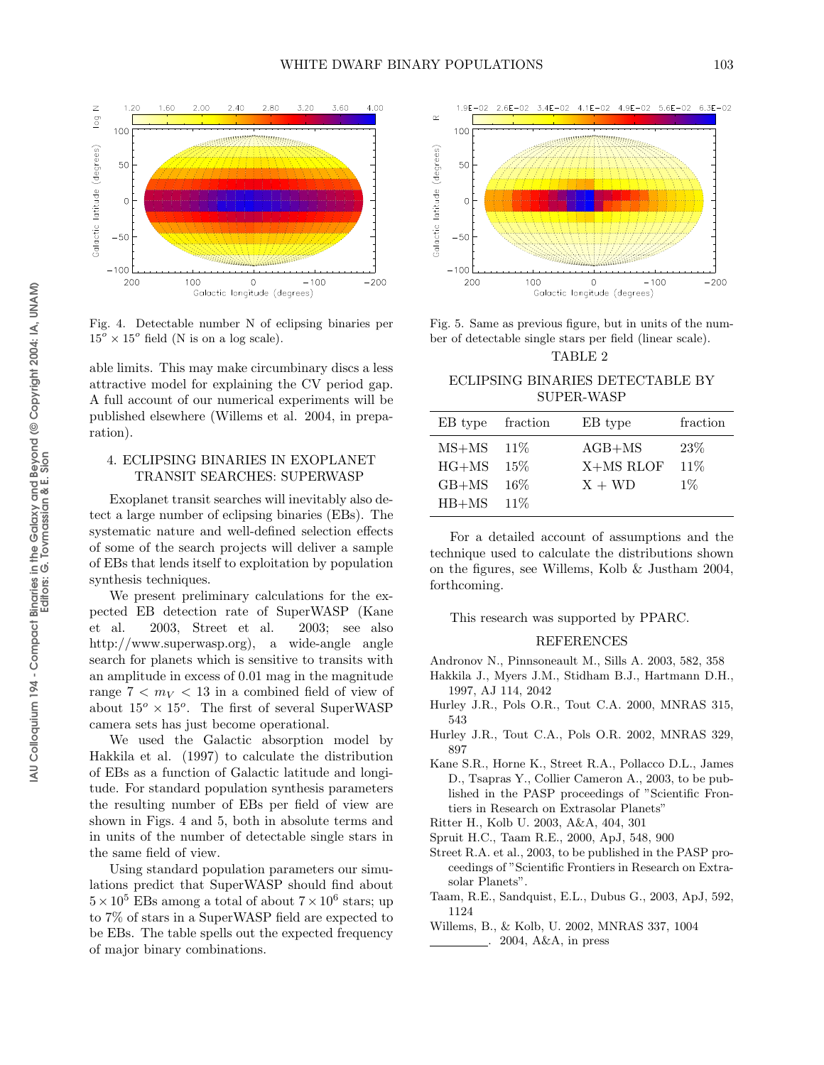Fig. 4. Detectable number N of eclipsing binaries per $15^o \times 15^o$ field (N is on a log scale).

Fig. 5. Same as previous figure, but in units of the number of detectable single stars per field (linear scale).

able limits. This may make circumbinary discs a less attractive model for explaining the CV period gap. A full account of our numerical experiments will be published elsewhere (Willems et al. 2004, in preparation).

## 4. ECLIPSING BINARIES IN EXOPLANET TRANSIT SEARCHES: SUPERWASP

Exoplanet transit searches will inevitably also detect a large number of eclipsing binaries (EBs). The systematic nature and well-defined selection effects of some of the search projects will deliver a sample of EBs that lends itself to exploitation by population synthesis techniques.

We present preliminary calculations for the expected EB detection rate of SuperWASP (Kane et al. 2003, Street et al. 2003; see also http://www.superwasp.org), a wide-angle angle search for planets which is sensitive to transits with an amplitude in excess of 0.01 mag in the magnitude range $7 < m_V < 13$ in a combined field of view of about $15^o \times 15^o$. The first of several SuperWASP camera sets has just become operational.

We used the Galactic absorption model by Hakkila et al. (1997) to calculate the distribution of EBs as a function of Galactic latitude and longitude. For standard population synthesis parameters the resulting number of EBs per field of view are shown in Figs. 4 and 5, both in absolute terms and in units of the number of detectable single stars in the same field of view.

Using standard population parameters our simulations predict that SuperWASP should find about $5 \times 10^5$ EBs among a total of about $7 \times 10^6$ stars; up to 7% of stars in a SuperWASP field are expected to be EBs. The table spells out the expected frequency of major binary combinations.

TABLE 2

ECLIPSING BINARIES DETECTABLE BY SUPER-WASP

| EB type | fraction | EB type | fraction |
|---|---|---|---|
| MS+MS | 11% | AGB+MS | 23% |
| HG+MS | 15% | X+MS RLOF | 11% |
| GB+MS | 16% | X + WD | 1% |
| HB+MS | 11% | | |

For a detailed account of assumptions and the technique used to calculate the distributions shown on the figures, see Willems, Kolb & Justham 2004, forthcoming.

This research was supported by PPARC.

## REFERENCES

Andronov N., Pinnsoneault M., Sills A. 2003, 582, 358

Hakkila J., Myers J.M., Stidham B.J., Hartmann D.H., 1997, AJ 114, 2042

Hurley J.R., Pols O.R., Tout C.A. 2000, MNRAS 315, 543

Hurley J.R., Tout C.A., Pols O.R. 2002, MNRAS 329, 897

Kane S.R., Horne K., Street R.A., Pollacco D.L., James D., Tsapras Y., Collier Cameron A., 2003, to be published in the PASP proceedings of "Scientific Frontiers in Research on Extrasolar Planets"

Ritter H., Kolb U. 2003, A&A, 404, 301

Spruit H.C., Taam R.E., 2000, ApJ, 548, 900

Street R.A. et al., 2003, to be published in the PASP proceedings of "Scientific Frontiers in Research on Extrasolar Planets".

Taam, R.E., Sandquist, E.L., Dubus G., 2003, ApJ, 592, 1124

Willems, B., & Kolb, U. 2002, MNRAS 337, 1004

\_\_\_\_\_\_\_\_. 2004, A&A, in press